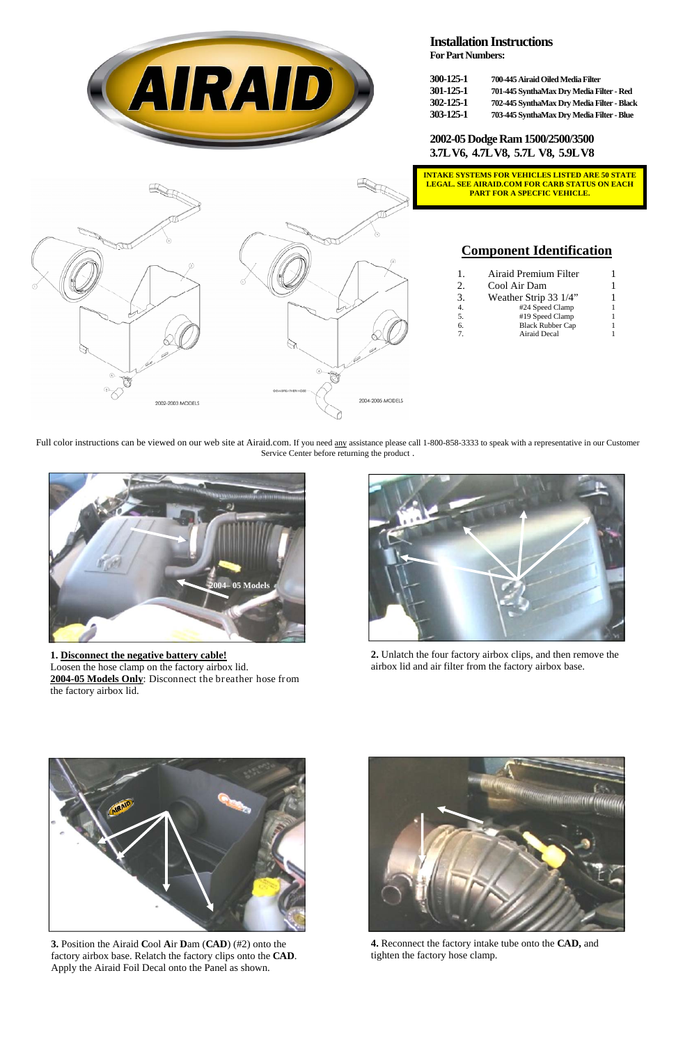# Installation Instructions

**For Part Numbers:**

| | |
|---|---|
| **300-125-1** | **700-445 Airaid Oiled Media Filter** |
| **301-125-1** | **701-445 SynthaMax Dry Media Filter - Red** |
| **302-125-1** | **702-445 SynthaMax Dry Media Filter - Black** |
| **303-125-1** | **703-445 SynthaMax Dry Media Filter - Blue** |

## 2002-05 Dodge Ram 1500/2500/3500 3.7L V6, 4.7L V8, 5.7L V8, 5.9L V8

**INTAKE SYSTEMS FOR VEHICLES LISTED ARE 50 STATE LEGAL. SEE AIRAID.COM FOR CARB STATUS ON EACH PART FOR A SPECFIC VEHICLE.**

## Component Identification

| | | |
|---|---|---|
| 1. | Airaid Premium Filter | 1 |
| 2. | Cool Air Dam | 1 |
| 3. | Weather Strip 33 1/4" | 1 |
| 4. | #24 Speed Clamp | 1 |
| 5. | #19 Speed Clamp | 1 |
| 6. | Black Rubber Cap | 1 |
| 7. | Airaid Decal | 1 |

2002-2003 MODELS

2004-2005 MODELS

Full color instructions can be viewed on our web site at Airaid.com. If you need any assistance please call 1-800-858-3333 to speak with a representative in our Customer Service Center before returning the product .

2004– 05 Models

**1. Disconnect the negative battery cable!**
Loosen the hose clamp on the factory airbox lid.
**2004-05 Models Only**: Disconnect the breather hose from the factory airbox lid.

**2.** Unlatch the four factory airbox clips, and then remove the airbox lid and air filter from the factory airbox base.

**3.** Position the Airaid **C**ool **A**ir **D**am (**CAD**) (#2) onto the factory airbox base. Relatch the factory clips onto the **CAD**. Apply the Airaid Foil Decal onto the Panel as shown.

**4.** Reconnect the factory intake tube onto the **CAD,** and tighten the factory hose clamp.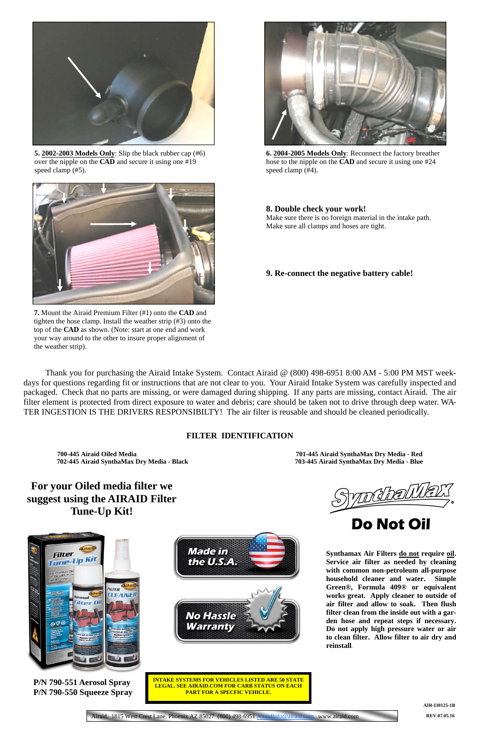**5. 2002-2003 Models Only**: Slip the black rubber cap (#6) over the nipple on the **CAD** and secure it using one #19 speed clamp (#5).

**6. 2004-2005 Models Only**: Reconnect the factory breather hose to the nipple on the **CAD** and secure it using one #24 speed clamp (#4).

**7.** Mount the Airaid Premium Filter (#1) onto the **CAD** and tighten the hose clamp. Install the weather strip (#3) onto the top of the **CAD** as shown. (Note: start at one end and work your way around to the other to insure proper alignment of the weather strip).

**8. Double check your work!**
Make sure there is no foreign material in the intake path.
Make sure all clamps and hoses are tight.

**9. Re-connect the negative battery cable!**

Thank you for purchasing the Airaid Intake System. Contact Airaid @ (800) 498-6951 8:00 AM - 5:00 PM MST weekdays for questions regarding fit or instructions that are not clear to you. Your Airaid Intake System was carefully inspected and packaged. Check that no parts are missing, or were damaged during shipping. If any parts are missing, contact Airaid. The air filter element is protected from direct exposure to water and debris; care should be taken not to drive through deep water. WATER INGESTION IS THE DRIVERS RESPONSIBILTY! The air filter is reusable and should be cleaned periodically.

## FILTER IDENTIFICATION

**700-445 Airaid Oiled Media**
**702-445 Airaid SynthaMax Dry Media - Black**
**701-445 Airaid SynthaMax Dry Media - Red**
**703-445 Airaid SynthaMax Dry Media - Blue**

## For your Oiled media filter we suggest using the AIRAID Filter Tune-Up Kit!

**P/N 790-551 Aerosol Spray**
**P/N 790-550 Squeeze Spray**

Made in the U.S.A.

No Hassle Warranty

SynthaMax

# Do Not Oil

**Synthamax Air Filters do not require oil. Service air filter as needed by cleaning with common non-petroleum all-purpose household cleaner and water. Simple Green®, Formula 409® or equivalent works great. Apply cleaner to outside of air filter and allow to soak. Then flush filter clean from the inside out with a garden hose and repeat steps if necessary. Do not apply high pressure water or air to clean filter. Allow filter to air dry and reinstall.**

**INTAKE SYSTEMS FOR VEHICLES LISTED ARE 50 STATE LEGAL. SEE AIRAID.COM FOR CARB STATUS ON EACH PART FOR A SPECFIC VEHICLE.**

AIR-I30125-1B
REV.07.05.16

Airaid, 1815 West Crest Lane. Phoenix AZ 85027 (800) 498-6951 AiraidInfo@airaid.com www.airaid.com